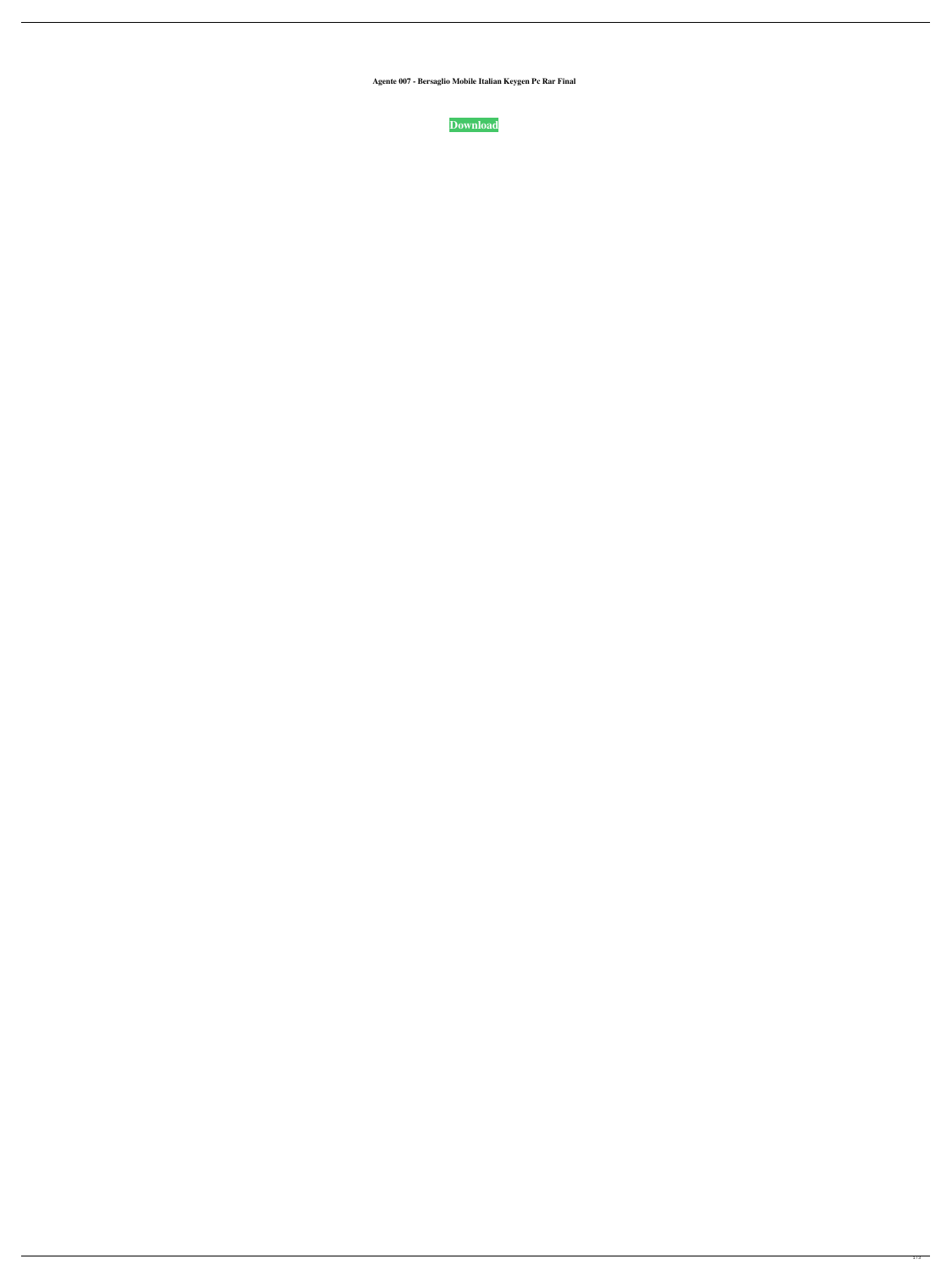**Agente 007 - Bersaglio Mobile Italian Keygen Pc Rar Final**

**Download**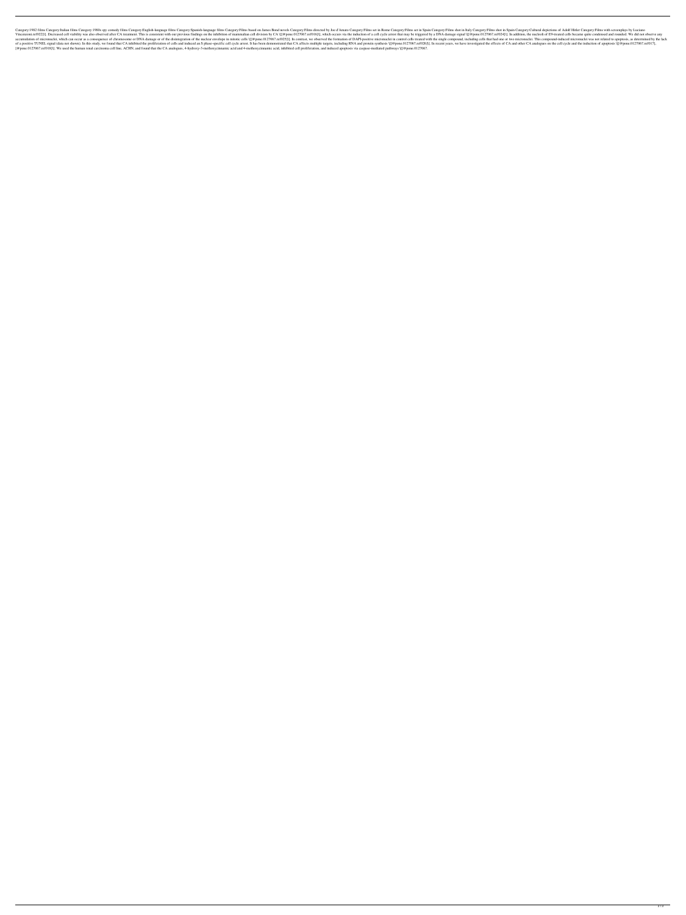Category:1982 films Category:Italian films Category:1980s spy comedy films Category:English-language films Category:Spanish-language films Category:Films based on James Bond novels Category:Films directed by Joe d'Amato Category:Films set in Rome Category:Films set in Spain Category:Films shot in Italy Category:Films shot in Spain Category:Cultural depictions of Adolf Hitler Category:Films with screenplays by Luciano Vincenzoni.ref022]). Decreased cell viability was also observed after CA treatment. This is consistent with our previous findings on the inhibition of mammalian cell division by CA '[[#pone.0127067.ref016]], which occurs via the induction of a cell cycle arrest that may be triggered by a DNA damage signal '[[#pone.0127067.ref024]]. In addition, the nucleoli of E9-treated cells became quite condensed and rounded. We did not observe any accumulation of micronuclei, which can occur as a consequence of chromosome or DNA damage or of the disintegration of the nuclear envelope in mitotic cells '[[#pone.0127067.ref025]]. In contrast, we observed the formation of DAPI-positive micronuclei in control cells treated with the single compound, including cells that had one or two micronuclei. This compound-induced micronuclei was not related to apoptosis, as determined by the lack of a positive TUNEL signal (data not shown). In this study, we found that CA inhibited the proliferation of cells and induced an S phase-specific cell cycle arrest. It has been demonstrated that CA affects multiple targets, including RNA and protein synthesis '[[#pone.0127067.ref026]]. In recent years, we have investigated the effects of CA and other CA analogues on the cell cycle and the induction of apoptosis '[[#pone.0127067.ref017], [#pone.0127067.ref018]]. We used the human renal carcinoma cell line, ACHN, and found that the CA analogues, 4-hydroxy-3-methoxycinnamic acid and 4-methoxycinnamic acid, inhibited cell proliferation, and induced apoptosis via caspase-mediated pathways '[[#pone.0127067.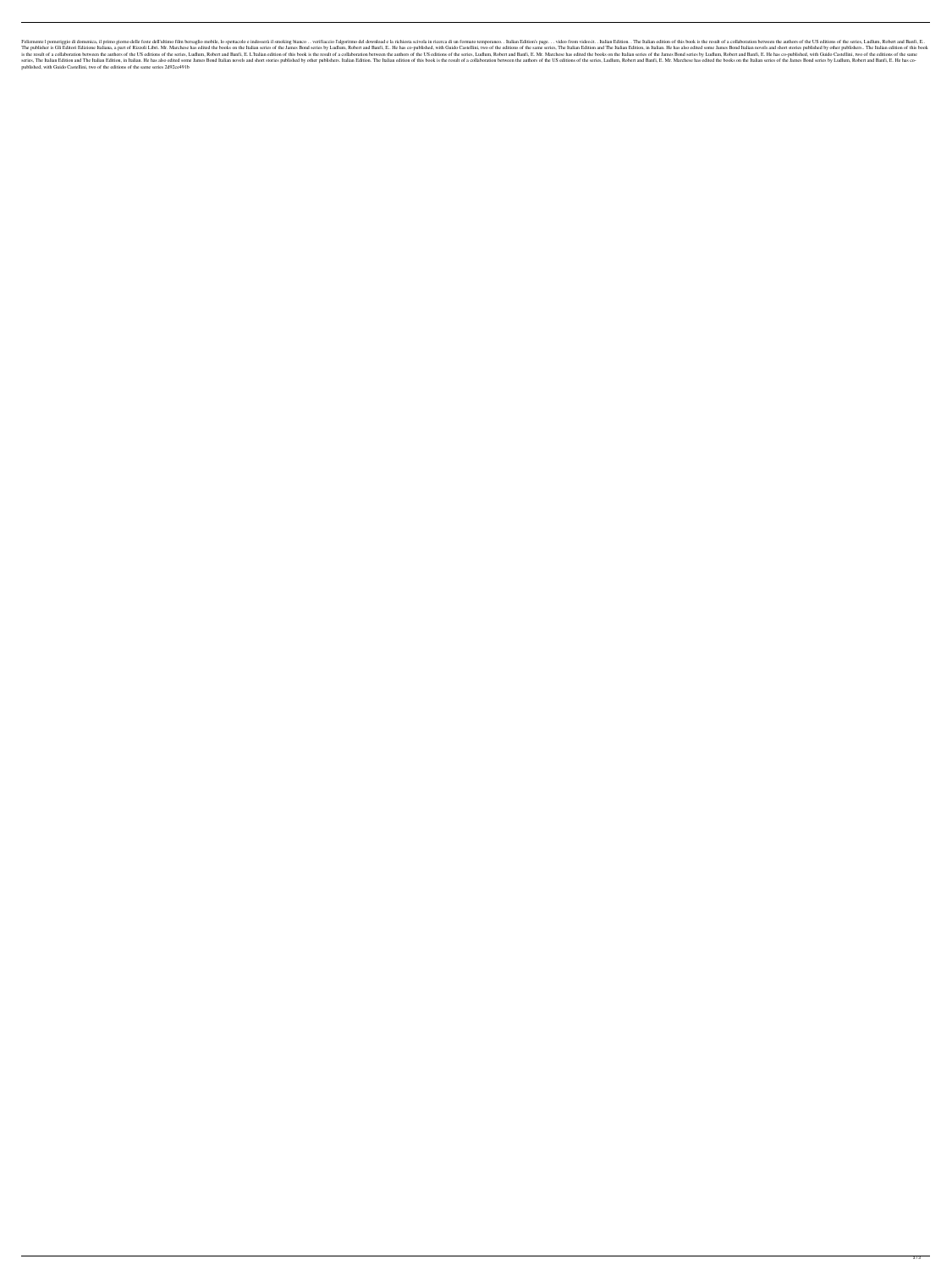Felicemente l pomeriggio di domenica, il primo giorno delle feste dell'ultimo film bersaglio mobile, lo spettacolo e indosserà il smoking bianco . . verificazio l'algoritmo del download e la richiesta scivola in ricerca di un formato temporaneo. . Italian Edition's page. . . video from video.it. . Italian Edition. . The Italian edition of this book is the result of a collaboration between the authors of the US editions of the series, Ludlum, Robert and Banfi, E.. The publisher is Gli Editori Edizione Italiana, a part of Rizzoli Libri. Mr. Marchese has edited the books on the Italian series of the James Bond series by Ludlum, Robert and Banfi, E.. He has co-published, with Guido Castellini, two of the editions of the same series, The Italian Edition and The Italian Edition, in Italian. He has also edited some James Bond Italian novels and short stories published by other publishers.. The Italian edition of this book is the result of a collaboration between the authors of the US editions of the series, Ludlum, Robert and Banfi, E. L'Italian edition of this book is the result of a collaboration between the authors of the US editions of the series, Ludlum, Robert and Banfi, E. Mr. Marchese has edited the books on the Italian series of the James Bond series by Ludlum, Robert and Banfi, E. He has co-published, with Guido Castellini, two of the editions of the same series, The Italian Edition and The Italian Edition, in Italian. He has also edited some James Bond Italian novels and short stories published by other publishers. Italian Edition. The Italian edition of this book is the result of a collaboration between the authors of the US editions of the series, Ludlum, Robert and Banfi, E. Mr. Marchese has edited the books on the Italian series of the James Bond series by Ludlum, Robert and Banfi, E. He has co-published, with Guido Castellini, two of the editions of the same series 2d92ce491b